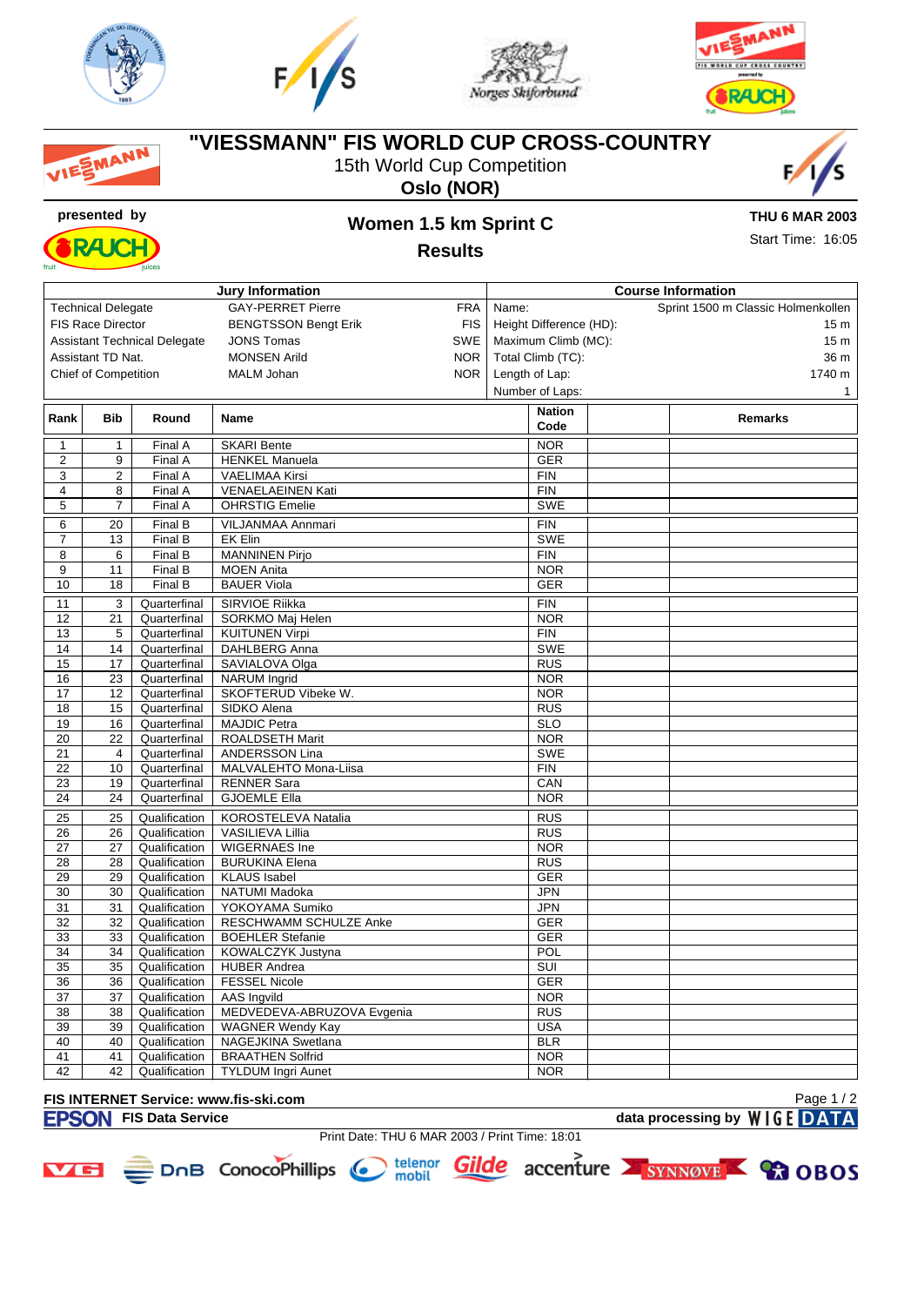# "VIESSMANN" FIS WORLD CUP CROSS-COUNTRY

15th World Cup Competition

**Oslo (NOR)**

presented by

## Women 1.5 km Sprint C

## Results

**THU 6 MAR 2003**

Start Time: 16:05

| Jury Information | | |
|---|---|---|
| Technical Delegate | GAY-PERRET Pierre | FRA |
| FIS Race Director | BENGTSSON Bengt Erik | FIS |
| Assistant Technical Delegate | JONS Tomas | SWE |
| Assistant TD Nat. | MONSEN Arild | NOR |
| Chief of Competition | MALM Johan | NOR |

| Course Information | |
|---|---|
| Name: | Sprint 1500 m Classic Holmenkollen |
| Height Difference (HD): | 15 m |
| Maximum Climb (MC): | 15 m |
| Total Climb (TC): | 36 m |
| Length of Lap: | 1740 m |
| Number of Laps: | 1 |

| Rank | Bib | Round | Name | Nation Code | | Remarks |
|---|---|---|---|---|---|---|
| 1 | 1 | Final A | SKARI Bente | NOR | | |
| 2 | 9 | Final A | HENKEL Manuela | GER | | |
| 3 | 2 | Final A | VAELIMAA Kirsi | FIN | | |
| 4 | 8 | Final A | VENAELAEINEN Kati | FIN | | |
| 5 | 7 | Final A | OHRSTIG Emelie | SWE | | |
| 6 | 20 | Final B | VILJANMAA Annmari | FIN | | |
| 7 | 13 | Final B | EK Elin | SWE | | |
| 8 | 6 | Final B | MANNINEN Pirjo | FIN | | |
| 9 | 11 | Final B | MOEN Anita | NOR | | |
| 10 | 18 | Final B | BAUER Viola | GER | | |
| 11 | 3 | Quarterfinal | SIRVIOE Riikka | FIN | | |
| 12 | 21 | Quarterfinal | SORKMO Maj Helen | NOR | | |
| 13 | 5 | Quarterfinal | KUITUNEN Virpi | FIN | | |
| 14 | 14 | Quarterfinal | DAHLBERG Anna | SWE | | |
| 15 | 17 | Quarterfinal | SAVIALOVA Olga | RUS | | |
| 16 | 23 | Quarterfinal | NARUM Ingrid | NOR | | |
| 17 | 12 | Quarterfinal | SKOFTERUD Vibeke W. | NOR | | |
| 18 | 15 | Quarterfinal | SIDKO Alena | RUS | | |
| 19 | 16 | Quarterfinal | MAJDIC Petra | SLO | | |
| 20 | 22 | Quarterfinal | ROALDSETH Marit | NOR | | |
| 21 | 4 | Quarterfinal | ANDERSSON Lina | SWE | | |
| 22 | 10 | Quarterfinal | MALVALEHTO Mona-Liisa | FIN | | |
| 23 | 19 | Quarterfinal | RENNER Sara | CAN | | |
| 24 | 24 | Quarterfinal | GJOEMLE Ella | NOR | | |
| 25 | 25 | Qualification | KOROSTELEVA Natalia | RUS | | |
| 26 | 26 | Qualification | VASILIEVA Lillia | RUS | | |
| 27 | 27 | Qualification | WIGERNAES Ine | NOR | | |
| 28 | 28 | Qualification | BURUKINA Elena | RUS | | |
| 29 | 29 | Qualification | KLAUS Isabel | GER | | |
| 30 | 30 | Qualification | NATUMI Madoka | JPN | | |
| 31 | 31 | Qualification | YOKOYAMA Sumiko | JPN | | |
| 32 | 32 | Qualification | RESCHWAMM SCHULZE Anke | GER | | |
| 33 | 33 | Qualification | BOEHLER Stefanie | GER | | |
| 34 | 34 | Qualification | KOWALCZYK Justyna | POL | | |
| 35 | 35 | Qualification | HUBER Andrea | SUI | | |
| 36 | 36 | Qualification | FESSEL Nicole | GER | | |
| 37 | 37 | Qualification | AAS Ingvild | NOR | | |
| 38 | 38 | Qualification | MEDVEDEVA-ABRUZOVA Evgenia | RUS | | |
| 39 | 39 | Qualification | WAGNER Wendy Kay | USA | | |
| 40 | 40 | Qualification | NAGEJKINA Swetlana | BLR | | |
| 41 | 41 | Qualification | BRAATHEN Solfrid | NOR | | |
| 42 | 42 | Qualification | TYLDUM Ingri Aunet | NOR | | |

FIS INTERNET Service: www.fis-ski.com

EPSON FIS Data Service — data processing by WIGE DATA

Print Date: THU 6 MAR 2003 / Print Time: 18:01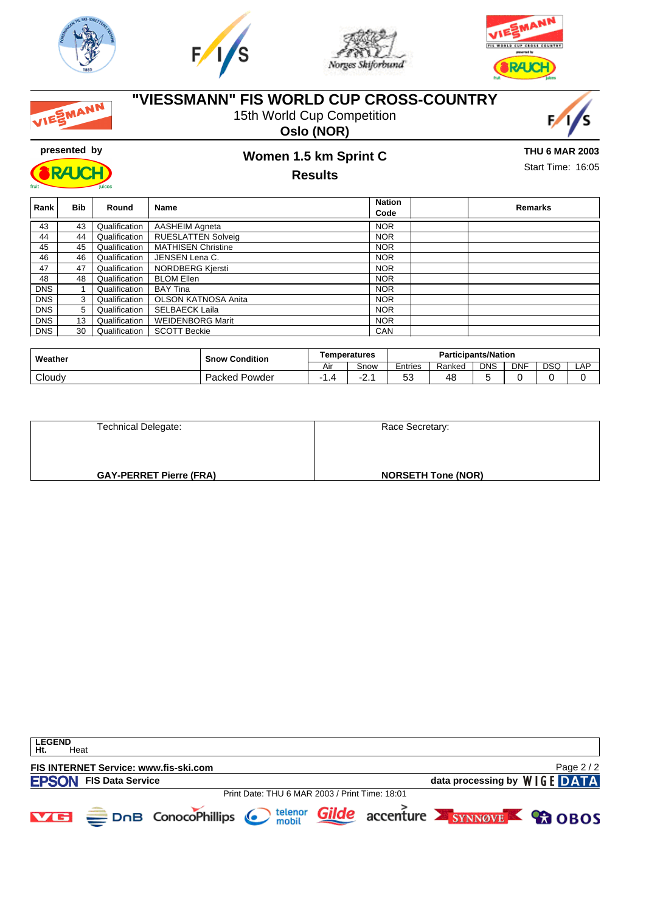# "VIESSMANN" FIS WORLD CUP CROSS-COUNTRY

15th World Cup Competition

**Oslo (NOR)**

presented by

## Women 1.5 km Sprint C

### Results

**THU 6 MAR 2003**

Start Time: 16:05

| Rank | Bib | Round | Name | Nation Code | | Remarks |
|---|---|---|---|---|---|---|
| 43 | 43 | Qualification | AASHEIM Agneta | NOR | | |
| 44 | 44 | Qualification | RUESLATTEN Solveig | NOR | | |
| 45 | 45 | Qualification | MATHISEN Christine | NOR | | |
| 46 | 46 | Qualification | JENSEN Lena C. | NOR | | |
| 47 | 47 | Qualification | NORDBERG Kjersti | NOR | | |
| 48 | 48 | Qualification | BLOM Ellen | NOR | | |
| DNS | 1 | Qualification | BAY Tina | NOR | | |
| DNS | 3 | Qualification | OLSON KATNOSA Anita | NOR | | |
| DNS | 5 | Qualification | SELBAECK Laila | NOR | | |
| DNS | 13 | Qualification | WEIDENBORG Marit | NOR | | |
| DNS | 30 | Qualification | SCOTT Beckie | CAN | | |

| Weather | Snow Condition | Temperatures | | Participants/Nation | | | | | |
|---|---|---|---|---|---|---|---|---|---|
| | | Air | Snow | Entries | Ranked | DNS | DNF | DSQ | LAP |
| Cloudy | Packed Powder | -1.4 | -2.1 | 53 | 48 | 5 | 0 | 0 | 0 |

| Technical Delegate: | Race Secretary: |
|---|---|
| **GAY-PERRET Pierre (FRA)** | **NORSETH Tone (NOR)** |

**LEGEND**
**Ht.** Heat

**FIS INTERNET Service: www.fis-ski.com**

EPSON **FIS Data Service**

**data processing by** WIGE DATA

Print Date: THU 6 MAR 2003 / Print Time: 18:01